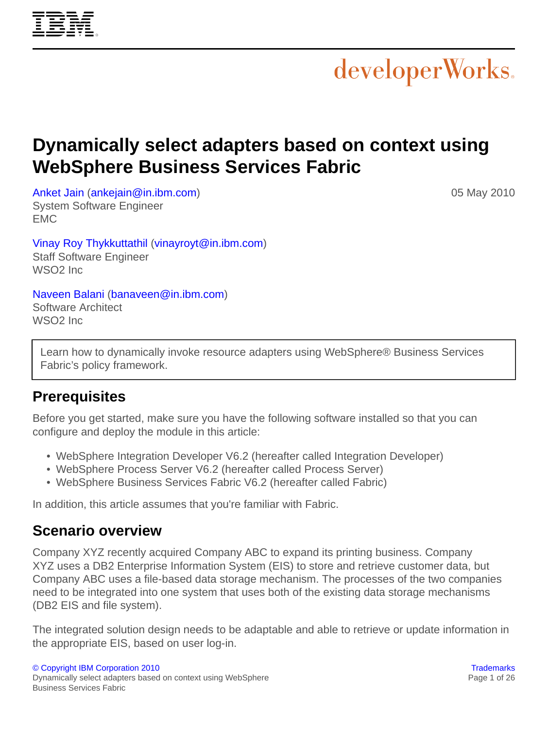# Dynamically select adapters based on context using WebSphere Business Services Fabric

Anket Jain (ankejain@in.ibm.com)
System Software Engineer
EMC

05 May 2010

Vinay Roy Thykkuttathil (vinayroyt@in.ibm.com)
Staff Software Engineer
WSO2 Inc

Naveen Balani (banaveen@in.ibm.com)
Software Architect
WSO2 Inc

Learn how to dynamically invoke resource adapters using WebSphere® Business Services Fabric's policy framework.

## Prerequisites

Before you get started, make sure you have the following software installed so that you can configure and deploy the module in this article:

- WebSphere Integration Developer V6.2 (hereafter called Integration Developer)
- WebSphere Process Server V6.2 (hereafter called Process Server)
- WebSphere Business Services Fabric V6.2 (hereafter called Fabric)

In addition, this article assumes that you're familiar with Fabric.

## Scenario overview

Company XYZ recently acquired Company ABC to expand its printing business. Company XYZ uses a DB2 Enterprise Information System (EIS) to store and retrieve customer data, but Company ABC uses a file-based data storage mechanism. The processes of the two companies need to be integrated into one system that uses both of the existing data storage mechanisms (DB2 EIS and file system).

The integrated solution design needs to be adaptable and able to retrieve or update information in the appropriate EIS, based on user log-in.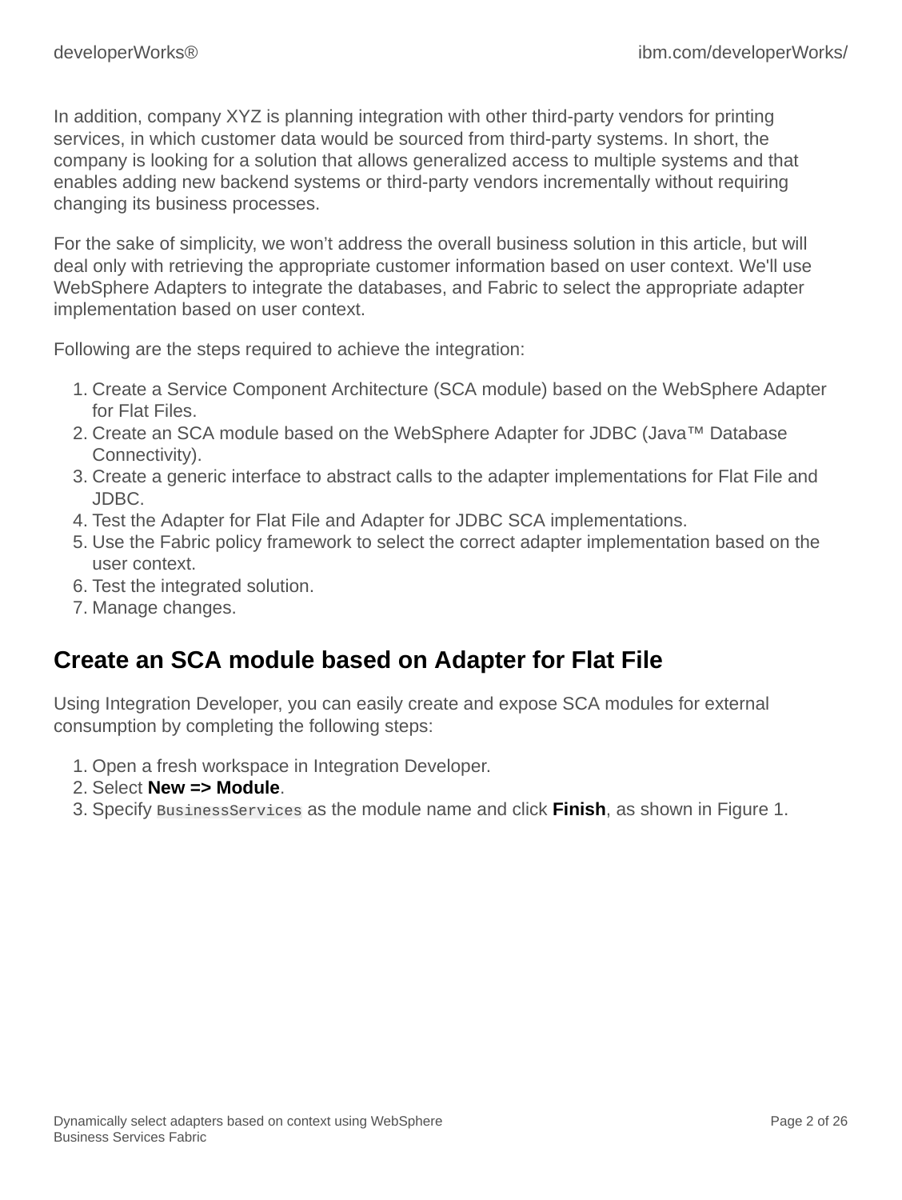In addition, company XYZ is planning integration with other third-party vendors for printing services, in which customer data would be sourced from third-party systems. In short, the company is looking for a solution that allows generalized access to multiple systems and that enables adding new backend systems or third-party vendors incrementally without requiring changing its business processes.

For the sake of simplicity, we won't address the overall business solution in this article, but will deal only with retrieving the appropriate customer information based on user context. We'll use WebSphere Adapters to integrate the databases, and Fabric to select the appropriate adapter implementation based on user context.

Following are the steps required to achieve the integration:

1. Create a Service Component Architecture (SCA module) based on the WebSphere Adapter for Flat Files.
2. Create an SCA module based on the WebSphere Adapter for JDBC (Java™ Database Connectivity).
3. Create a generic interface to abstract calls to the adapter implementations for Flat File and JDBC.
4. Test the Adapter for Flat File and Adapter for JDBC SCA implementations.
5. Use the Fabric policy framework to select the correct adapter implementation based on the user context.
6. Test the integrated solution.
7. Manage changes.

## Create an SCA module based on Adapter for Flat File

Using Integration Developer, you can easily create and expose SCA modules for external consumption by completing the following steps:

1. Open a fresh workspace in Integration Developer.
2. Select **New => Module**.
3. Specify `BusinessServices` as the module name and click **Finish**, as shown in Figure 1.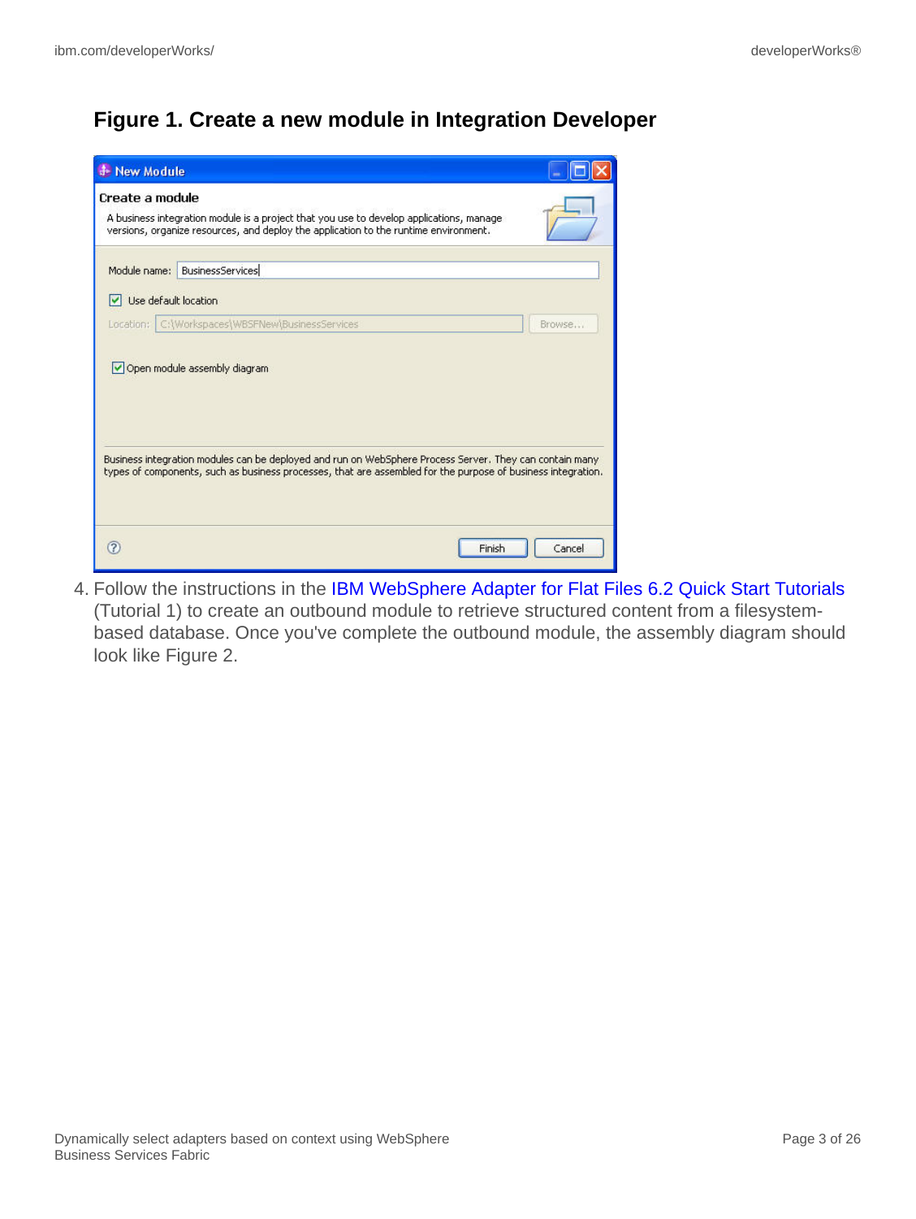### Figure 1. Create a new module in Integration Developer

4. Follow the instructions in the IBM WebSphere Adapter for Flat Files 6.2 Quick Start Tutorials (Tutorial 1) to create an outbound module to retrieve structured content from a filesystem-based database. Once you've complete the outbound module, the assembly diagram should look like Figure 2.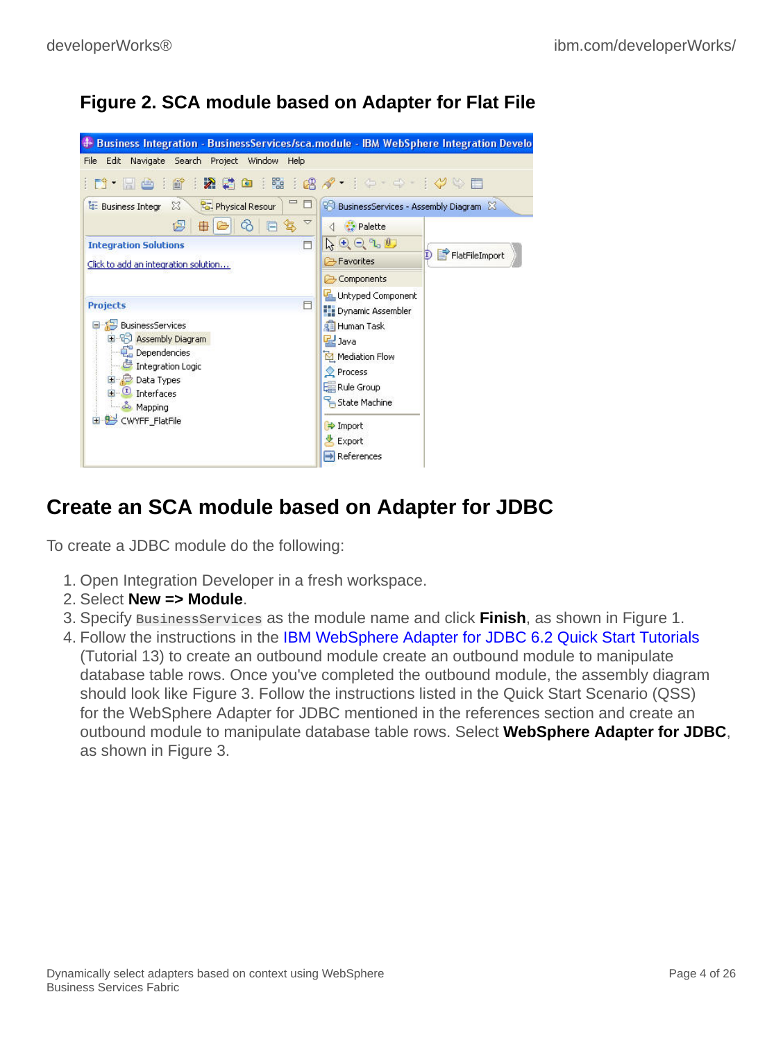**Figure 2. SCA module based on Adapter for Flat File**

## Create an SCA module based on Adapter for JDBC

To create a JDBC module do the following:

1. Open Integration Developer in a fresh workspace.
2. Select **New => Module**.
3. Specify `BusinessServices` as the module name and click **Finish**, as shown in Figure 1.
4. Follow the instructions in the IBM WebSphere Adapter for JDBC 6.2 Quick Start Tutorials (Tutorial 13) to create an outbound module create an outbound module to manipulate database table rows. Once you've completed the outbound module, the assembly diagram should look like Figure 3. Follow the instructions listed in the Quick Start Scenario (QSS) for the WebSphere Adapter for JDBC mentioned in the references section and create an outbound module to manipulate database table rows. Select **WebSphere Adapter for JDBC**, as shown in Figure 3.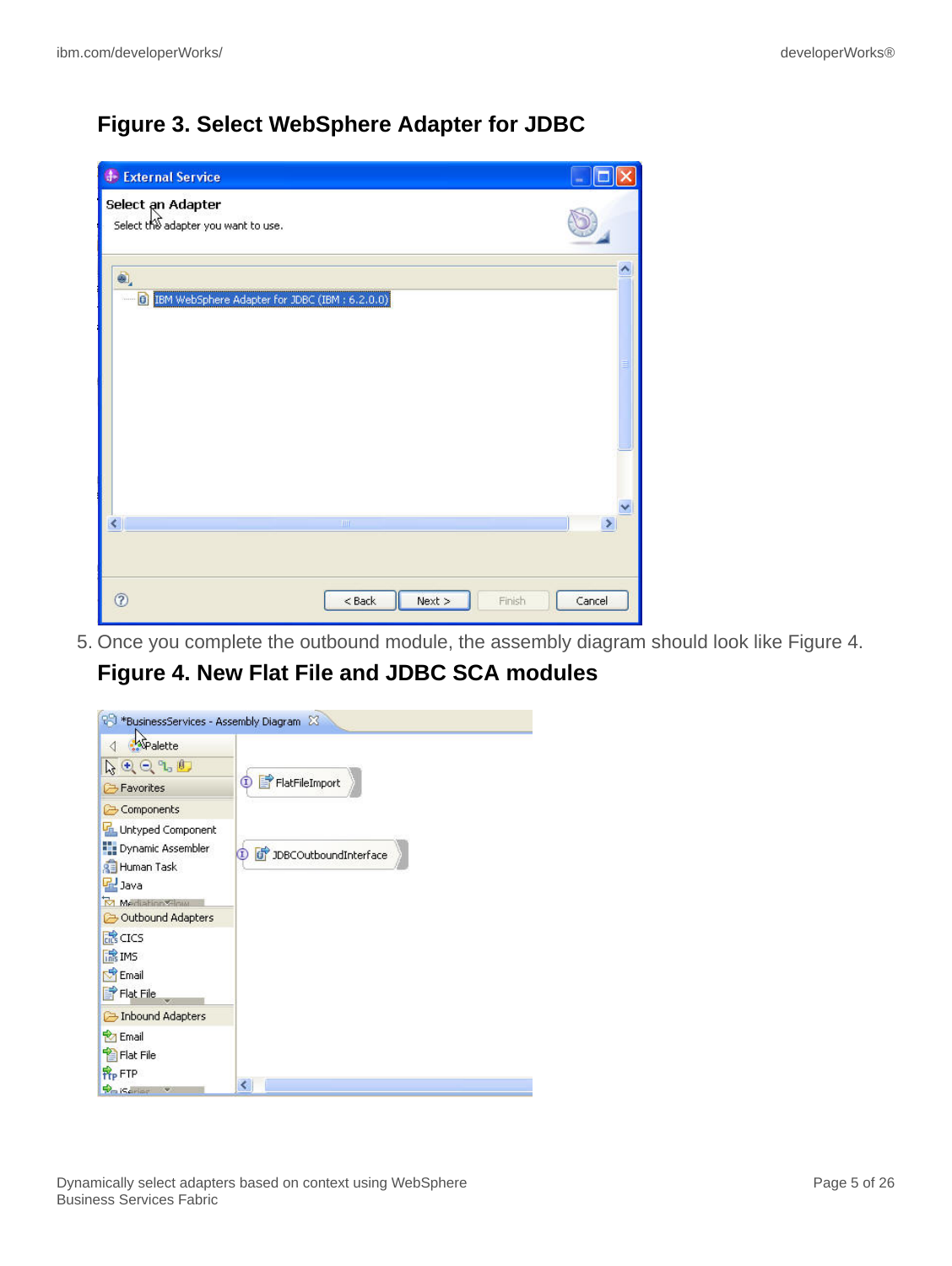### Figure 3. Select WebSphere Adapter for JDBC

5. Once you complete the outbound module, the assembly diagram should look like Figure 4.

### Figure 4. New Flat File and JDBC SCA modules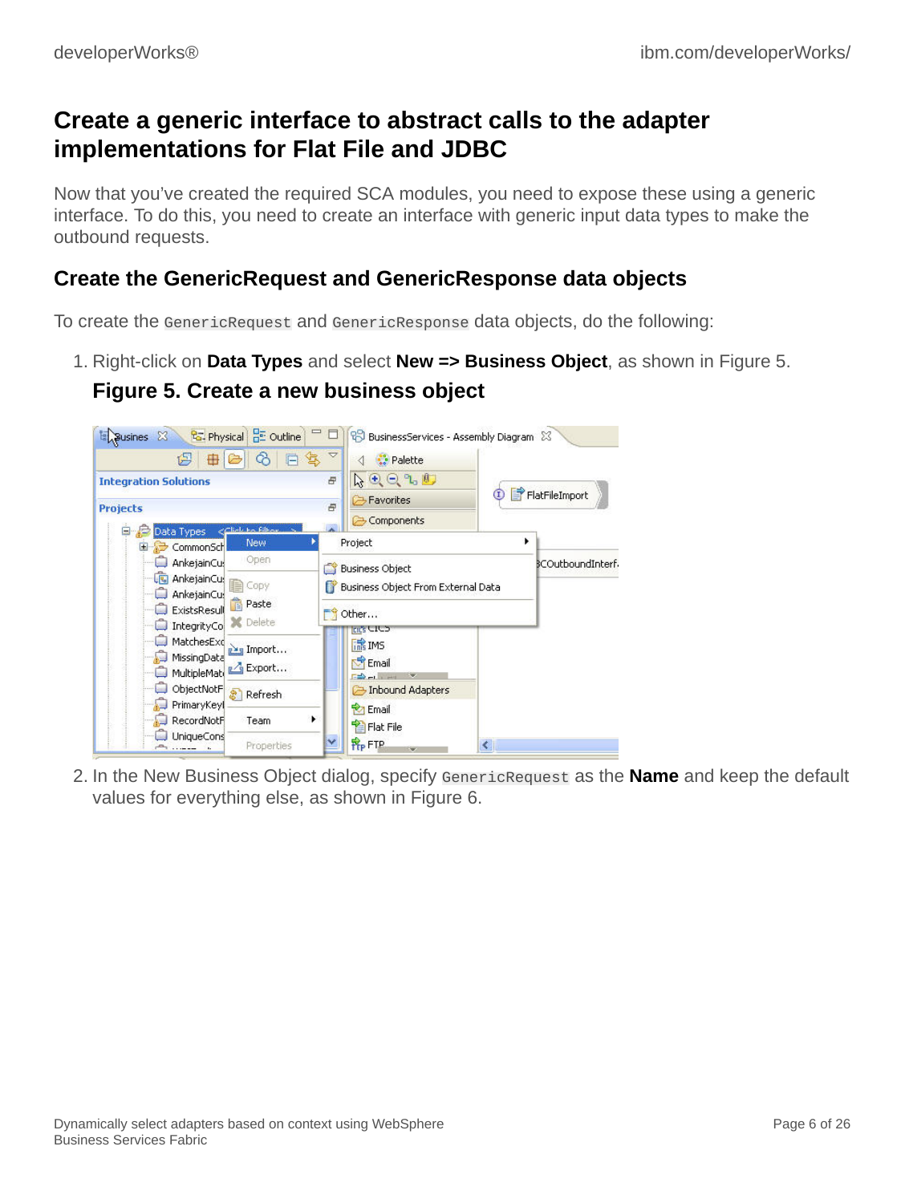## Create a generic interface to abstract calls to the adapter implementations for Flat File and JDBC

Now that you've created the required SCA modules, you need to expose these using a generic interface. To do this, you need to create an interface with generic input data types to make the outbound requests.

### Create the GenericRequest and GenericResponse data objects

To create the `GenericRequest` and `GenericResponse` data objects, do the following:

1. Right-click on **Data Types** and select **New => Business Object**, as shown in Figure 5.

   **Figure 5. Create a new business object**

2. In the New Business Object dialog, specify `GenericRequest` as the **Name** and keep the default values for everything else, as shown in Figure 6.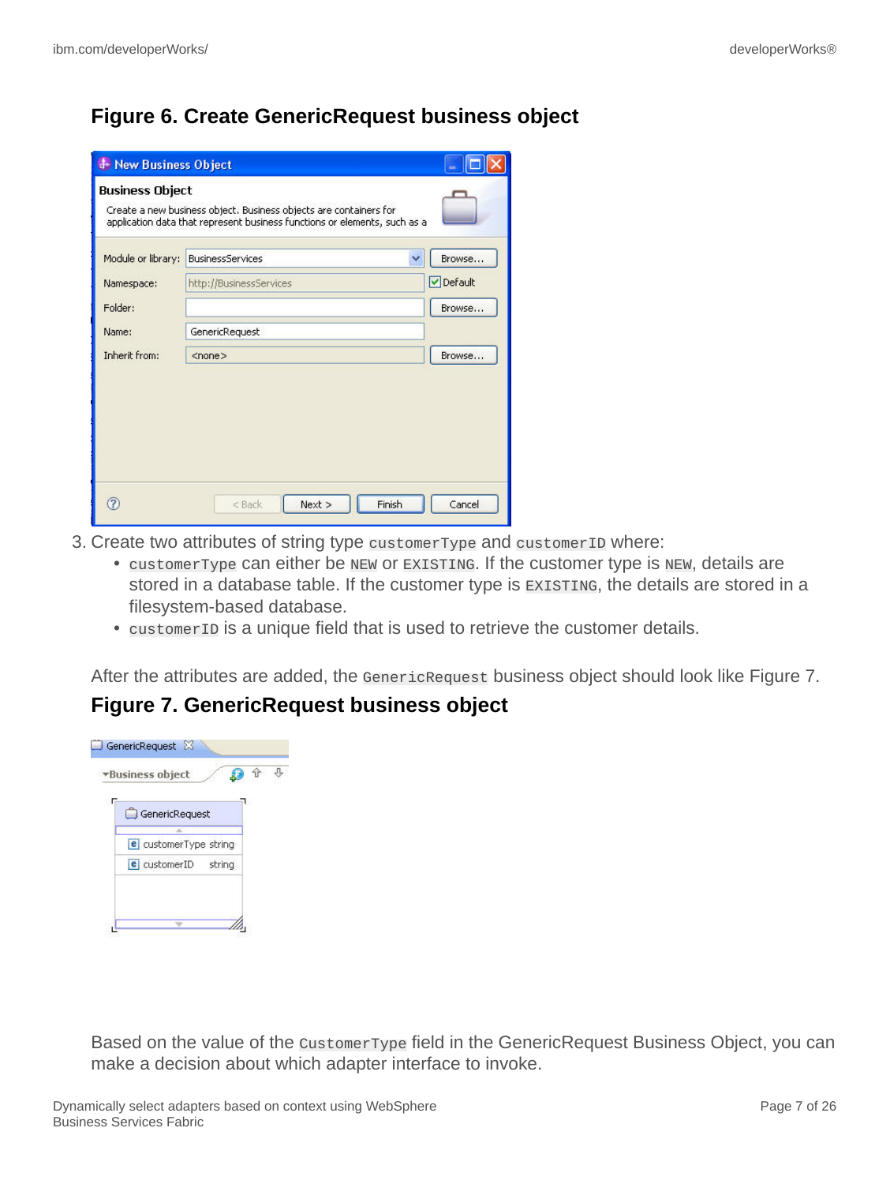### Figure 6. Create GenericRequest business object

3. Create two attributes of string type `customerType` and `customerID` where:
   - `customerType` can either be `NEW` or `EXISTING`. If the customer type is `NEW`, details are stored in a database table. If the customer type is `EXISTING`, the details are stored in a filesystem-based database.
   - `customerID` is a unique field that is used to retrieve the customer details.

   After the attributes are added, the `GenericRequest` business object should look like Figure 7.

### Figure 7. GenericRequest business object

Based on the value of the `CustomerType` field in the GenericRequest Business Object, you can make a decision about which adapter interface to invoke.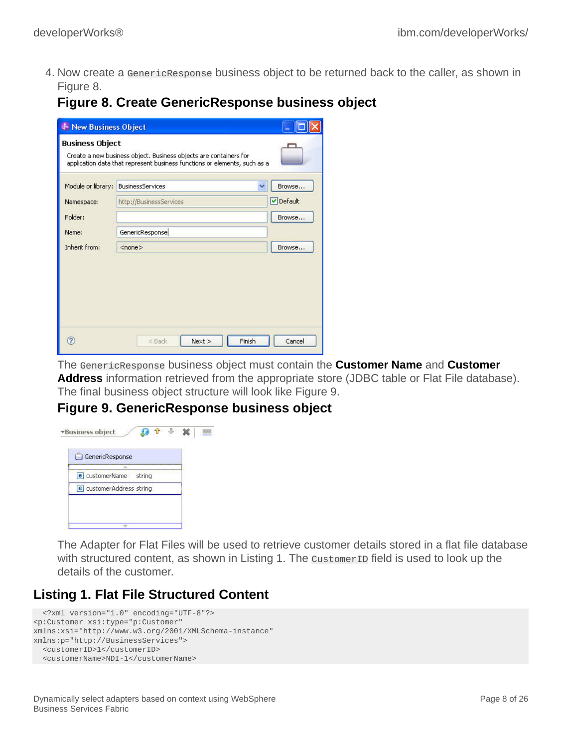4. Now create a `GenericResponse` business object to be returned back to the caller, as shown in Figure 8.

**Figure 8. Create GenericResponse business object**

The `GenericResponse` business object must contain the **Customer Name** and **Customer Address** information retrieved from the appropriate store (JDBC table or Flat File database). The final business object structure will look like Figure 9.

**Figure 9. GenericResponse business object**

The Adapter for Flat Files will be used to retrieve customer details stored in a flat file database with structured content, as shown in Listing 1. The `CustomerID` field is used to look up the details of the customer.

## Listing 1. Flat File Structured Content

```
  <?xml version="1.0" encoding="UTF-8"?>
<p:Customer xsi:type="p:Customer"
xmlns:xsi="http://www.w3.org/2001/XMLSchema-instance"
xmlns:p="http://BusinessServices">
  <customerID>1</customerID>
  <customerName>NDI-1</customerName>
```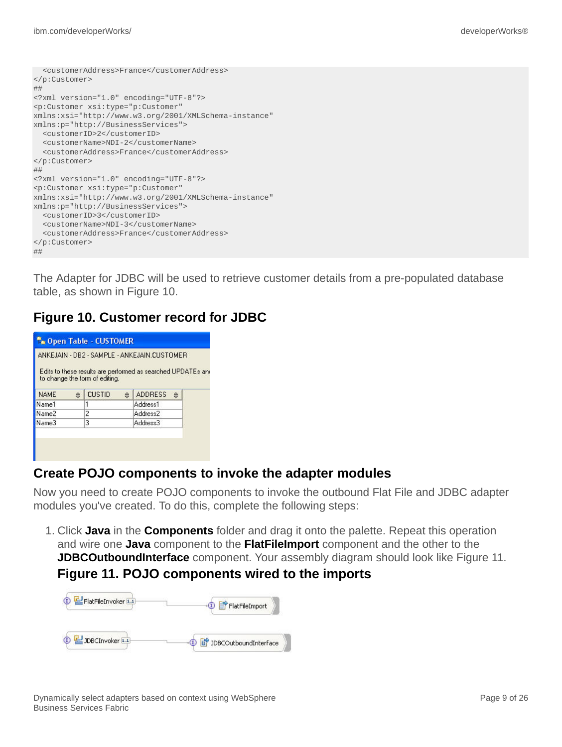```
  <customerAddress>France</customerAddress>
</p:Customer>
##
<?xml version="1.0" encoding="UTF-8"?>
<p:Customer xsi:type="p:Customer"
xmlns:xsi="http://www.w3.org/2001/XMLSchema-instance"
xmlns:p="http://BusinessServices">
  <customerID>2</customerID>
  <customerName>NDI-2</customerName>
  <customerAddress>France</customerAddress>
</p:Customer>
##
<?xml version="1.0" encoding="UTF-8"?>
<p:Customer xsi:type="p:Customer"
xmlns:xsi="http://www.w3.org/2001/XMLSchema-instance"
xmlns:p="http://BusinessServices">
  <customerID>3</customerID>
  <customerName>NDI-3</customerName>
  <customerAddress>France</customerAddress>
</p:Customer>
##
```

The Adapter for JDBC will be used to retrieve customer details from a pre-populated database table, as shown in Figure 10.

## Figure 10. Customer record for JDBC

Open Table - CUSTOMER

ANKEJAIN - DB2 - SAMPLE - ANKEJAIN.CUSTOMER

Edits to these results are performed as searched UPDATEs and to change the form of editing.

| NAME | CUSTID | ADDRESS |
|---|---|---|
| Name1 | 1 | Address1 |
| Name2 | 2 | Address2 |
| Name3 | 3 | Address3 |

## Create POJO components to invoke the adapter modules

Now you need to create POJO components to invoke the outbound Flat File and JDBC adapter modules you've created. To do this, complete the following steps:

1. Click **Java** in the **Components** folder and drag it onto the palette. Repeat this operation and wire one **Java** component to the **FlatFileImport** component and the other to the **JDBCOutboundInterface** component. Your assembly diagram should look like Figure 11.

   **Figure 11. POJO components wired to the imports**

   FlatFileInvoker → FlatFileImport

   JDBCInvoker → JDBCOutboundInterface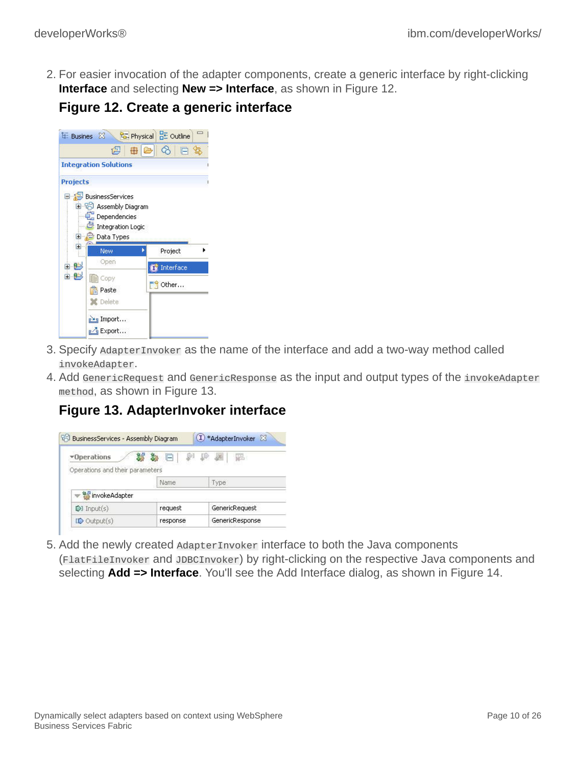2. For easier invocation of the adapter components, create a generic interface by right-clicking **Interface** and selecting **New => Interface**, as shown in Figure 12.

   **Figure 12. Create a generic interface**

3. Specify `AdapterInvoker` as the name of the interface and add a two-way method called `invokeAdapter`.
4. Add `GenericRequest` and `GenericResponse` as the input and output types of the `invokeAdapter method`, as shown in Figure 13.

   **Figure 13. AdapterInvoker interface**

5. Add the newly created `AdapterInvoker` interface to both the Java components (`FlatFileInvoker` and `JDBCInvoker`) by right-clicking on the respective Java components and selecting **Add => Interface**. You'll see the Add Interface dialog, as shown in Figure 14.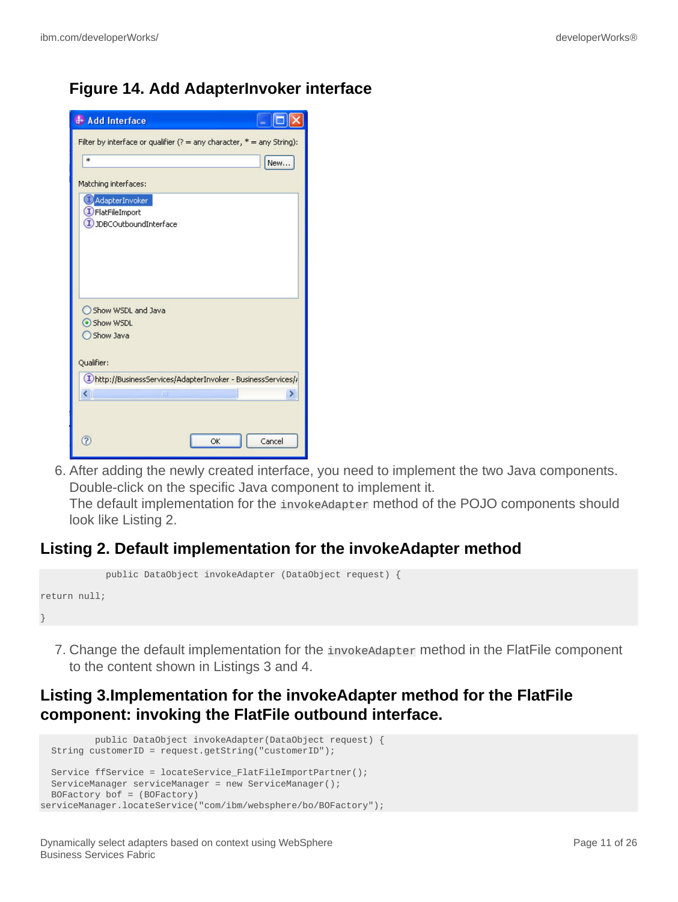### Figure 14. Add AdapterInvoker interface

6. After adding the newly created interface, you need to implement the two Java components. Double-click on the specific Java component to implement it.
   The default implementation for the `invokeAdapter` method of the POJO components should look like Listing 2.

## Listing 2. Default implementation for the invokeAdapter method

```
            public DataObject invokeAdapter (DataObject request) {

return null;

}
```

7. Change the default implementation for the `invokeAdapter` method in the FlatFile component to the content shown in Listings 3 and 4.

## Listing 3.Implementation for the invokeAdapter method for the FlatFile component: invoking the FlatFile outbound interface.

```
          public DataObject invokeAdapter(DataObject request) {
  String customerID = request.getString("customerID");

  Service ffService = locateService_FlatFileImportPartner();
  ServiceManager serviceManager = new ServiceManager();
  BOFactory bof = (BOFactory)
serviceManager.locateService("com/ibm/websphere/bo/BOFactory");
```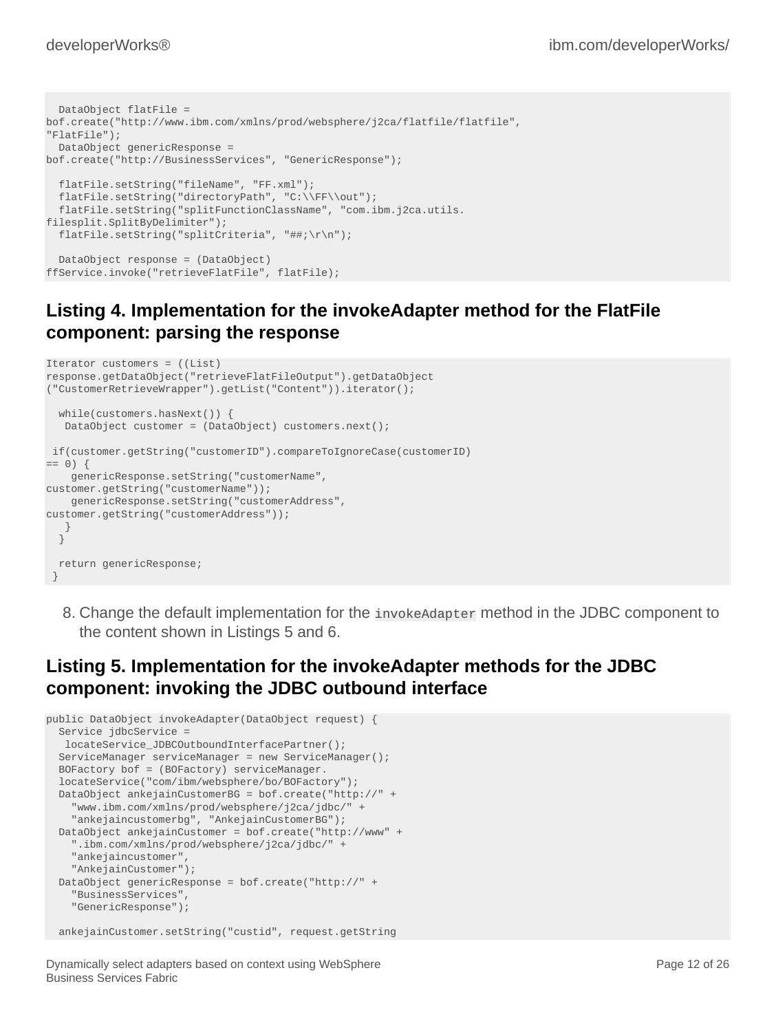```
  DataObject flatFile =
bof.create("http://www.ibm.com/xmlns/prod/websphere/j2ca/flatfile/flatfile",
"FlatFile");
  DataObject genericResponse =
bof.create("http://BusinessServices", "GenericResponse");

  flatFile.setString("fileName", "FF.xml");
  flatFile.setString("directoryPath", "C:\\FF\\out");
  flatFile.setString("splitFunctionClassName", "com.ibm.j2ca.utils.
filesplit.SplitByDelimiter");
  flatFile.setString("splitCriteria", "##;\r\n");

  DataObject response = (DataObject)
ffService.invoke("retrieveFlatFile", flatFile);
```

### Listing 4. Implementation for the invokeAdapter method for the FlatFile component: parsing the response

```
Iterator customers = ((List)
response.getDataObject("retrieveFlatFileOutput").getDataObject
("CustomerRetrieveWrapper").getList("Content")).iterator();

  while(customers.hasNext()) {
   DataObject customer = (DataObject) customers.next();

 if(customer.getString("customerID").compareToIgnoreCase(customerID)
== 0) {
    genericResponse.setString("customerName",
customer.getString("customerName"));
    genericResponse.setString("customerAddress",
customer.getString("customerAddress"));
   }
  }

  return genericResponse;
 }
```

8. Change the default implementation for the `invokeAdapter` method in the JDBC component to the content shown in Listings 5 and 6.

### Listing 5. Implementation for the invokeAdapter methods for the JDBC component: invoking the JDBC outbound interface

```
public DataObject invokeAdapter(DataObject request) {
  Service jdbcService =
   locateService_JDBCOutboundInterfacePartner();
  ServiceManager serviceManager = new ServiceManager();
  BOFactory bof = (BOFactory) serviceManager.
  locateService("com/ibm/websphere/bo/BOFactory");
  DataObject ankejainCustomerBG = bof.create("http://" +
    "www.ibm.com/xmlns/prod/websphere/j2ca/jdbc/" +
    "ankejaincustomerbg", "AnkejainCustomerBG");
  DataObject ankejainCustomer = bof.create("http://www" +
    ".ibm.com/xmlns/prod/websphere/j2ca/jdbc/" +
    "ankejaincustomer",
    "AnkejainCustomer");
  DataObject genericResponse = bof.create("http://" +
    "BusinessServices",
    "GenericResponse");

  ankejainCustomer.setString("custid", request.getString
```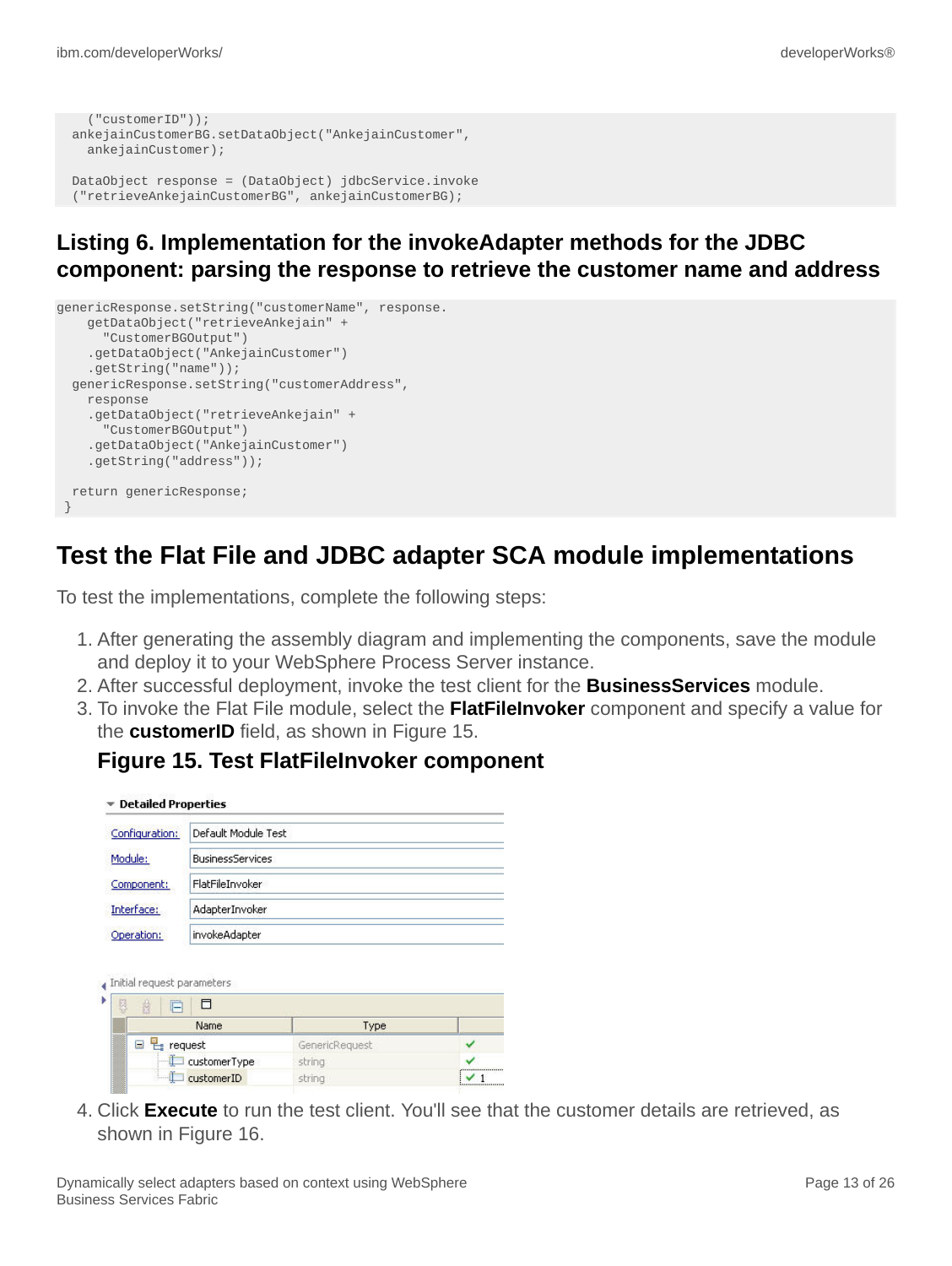```
    ("customerID"));
  ankejainCustomerBG.setDataObject("AnkejainCustomer",
    ankejainCustomer);

  DataObject response = (DataObject) jdbcService.invoke
  ("retrieveAnkejainCustomerBG", ankejainCustomerBG);
```

### Listing 6. Implementation for the invokeAdapter methods for the JDBC component: parsing the response to retrieve the customer name and address

```
genericResponse.setString("customerName", response.
    getDataObject("retrieveAnkejain" +
      "CustomerBGOutput")
    .getDataObject("AnkejainCustomer")
    .getString("name"));
  genericResponse.setString("customerAddress",
    response
    .getDataObject("retrieveAnkejain" +
      "CustomerBGOutput")
    .getDataObject("AnkejainCustomer")
    .getString("address"));

  return genericResponse;
 }
```

## Test the Flat File and JDBC adapter SCA module implementations

To test the implementations, complete the following steps:

1. After generating the assembly diagram and implementing the components, save the module and deploy it to your WebSphere Process Server instance.
2. After successful deployment, invoke the test client for the **BusinessServices** module.
3. To invoke the Flat File module, select the **FlatFileInvoker** component and specify a value for the **customerID** field, as shown in Figure 15.

   **Figure 15. Test FlatFileInvoker component**

   **Detailed Properties**

   | | |
   |---|---|
   | Configuration: | Default Module Test |
   | Module: | BusinessServices |
   | Component: | FlatFileInvoker |
   | Interface: | AdapterInvoker |
   | Operation: | invokeAdapter |

   Initial request parameters

   | Name | Type | |
   |---|---|---|
   | request | GenericRequest | ✔ |
   | customerType | string | ✔ |
   | customerID | string | ✔ 1 |

4. Click **Execute** to run the test client. You'll see that the customer details are retrieved, as shown in Figure 16.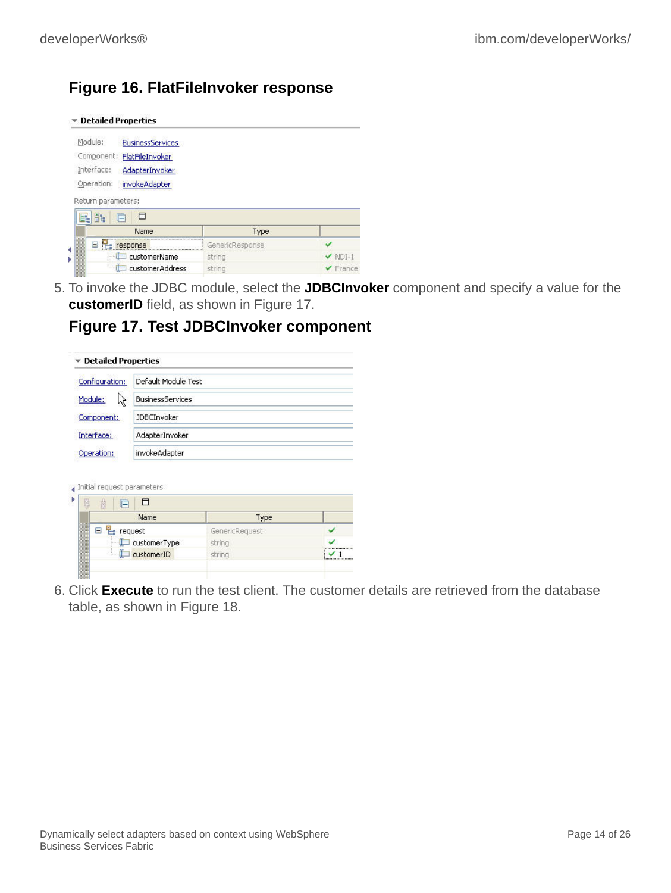### Figure 16. FlatFileInvoker response

5. To invoke the JDBC module, select the **JDBCInvoker** component and specify a value for the **customerID** field, as shown in Figure 17.

### Figure 17. Test JDBCInvoker component

6. Click **Execute** to run the test client. The customer details are retrieved from the database table, as shown in Figure 18.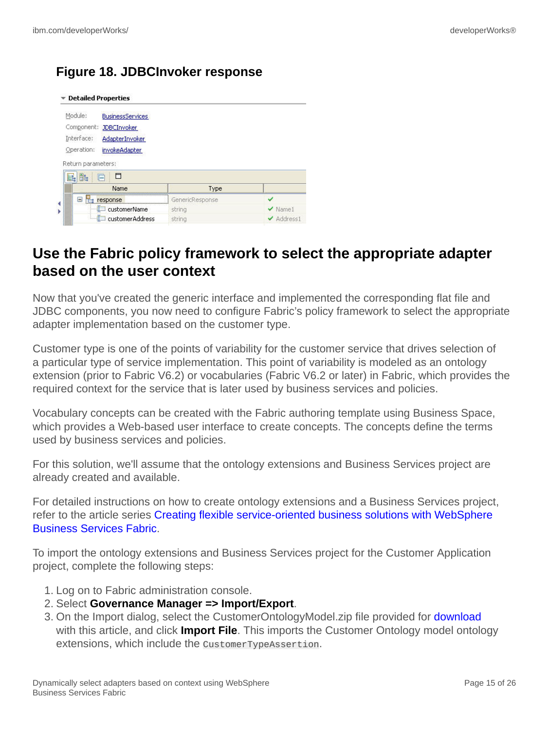### Figure 18. JDBCInvoker response

**Detailed Properties**

Module: BusinessServices
Component: JDBCInvoker
Interface: AdapterInvoker
Operation: invokeAdapter

Return parameters:

| Name | Type | |
|---|---|---|
| response | GenericResponse | ✔ |
| customerName | string | ✔ Name1 |
| customerAddress | string | ✔ Address1 |

## Use the Fabric policy framework to select the appropriate adapter based on the user context

Now that you've created the generic interface and implemented the corresponding flat file and JDBC components, you now need to configure Fabric's policy framework to select the appropriate adapter implementation based on the customer type.

Customer type is one of the points of variability for the customer service that drives selection of a particular type of service implementation. This point of variability is modeled as an ontology extension (prior to Fabric V6.2) or vocabularies (Fabric V6.2 or later) in Fabric, which provides the required context for the service that is later used by business services and policies.

Vocabulary concepts can be created with the Fabric authoring template using Business Space, which provides a Web-based user interface to create concepts. The concepts define the terms used by business services and policies.

For this solution, we'll assume that the ontology extensions and Business Services project are already created and available.

For detailed instructions on how to create ontology extensions and a Business Services project, refer to the article series Creating flexible service-oriented business solutions with WebSphere Business Services Fabric.

To import the ontology extensions and Business Services project for the Customer Application project, complete the following steps:

1. Log on to Fabric administration console.
2. Select **Governance Manager => Import/Export**.
3. On the Import dialog, select the CustomerOntologyModel.zip file provided for download with this article, and click **Import File**. This imports the Customer Ontology model ontology extensions, which include the `CustomerTypeAssertion`.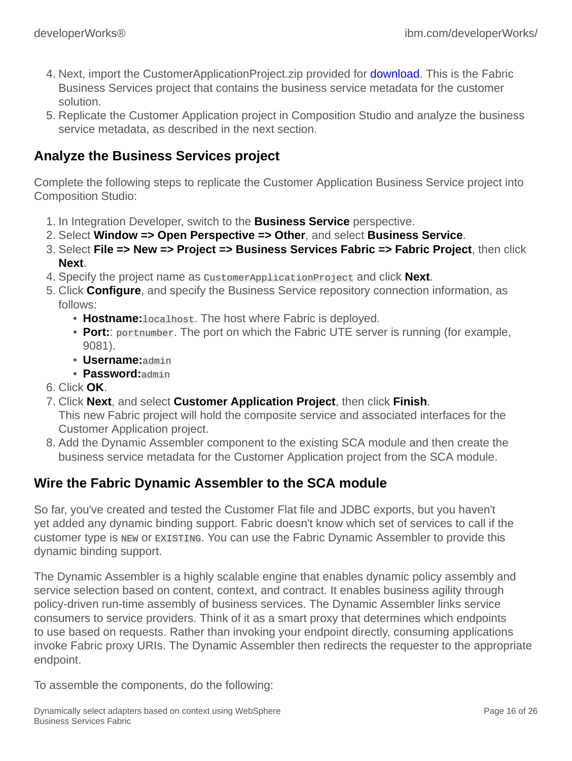4. Next, import the CustomerApplicationProject.zip provided for download. This is the Fabric Business Services project that contains the business service metadata for the customer solution.
5. Replicate the Customer Application project in Composition Studio and analyze the business service metadata, as described in the next section.

## Analyze the Business Services project

Complete the following steps to replicate the Customer Application Business Service project into Composition Studio:

1. In Integration Developer, switch to the **Business Service** perspective.
2. Select **Window => Open Perspective => Other**, and select **Business Service**.
3. Select **File => New => Project => Business Services Fabric => Fabric Project**, then click **Next**.
4. Specify the project name as `CustomerApplicationProject` and click **Next**.
5. Click **Configure**, and specify the Business Service repository connection information, as follows:
   - **Hostname:**`localhost`. The host where Fabric is deployed.
   - **Port:**: `portnumber`. The port on which the Fabric UTE server is running (for example, 9081).
   - **Username:**`admin`
   - **Password:**`admin`
6. Click **OK**.
7. Click **Next**, and select **Customer Application Project**, then click **Finish**.
   This new Fabric project will hold the composite service and associated interfaces for the Customer Application project.
8. Add the Dynamic Assembler component to the existing SCA module and then create the business service metadata for the Customer Application project from the SCA module.

## Wire the Fabric Dynamic Assembler to the SCA module

So far, you've created and tested the Customer Flat file and JDBC exports, but you haven't yet added any dynamic binding support. Fabric doesn't know which set of services to call if the customer type is `NEW` or `EXISTING`. You can use the Fabric Dynamic Assembler to provide this dynamic binding support.

The Dynamic Assembler is a highly scalable engine that enables dynamic policy assembly and service selection based on content, context, and contract. It enables business agility through policy-driven run-time assembly of business services. The Dynamic Assembler links service consumers to service providers. Think of it as a smart proxy that determines which endpoints to use based on requests. Rather than invoking your endpoint directly, consuming applications invoke Fabric proxy URIs. The Dynamic Assembler then redirects the requester to the appropriate endpoint.

To assemble the components, do the following: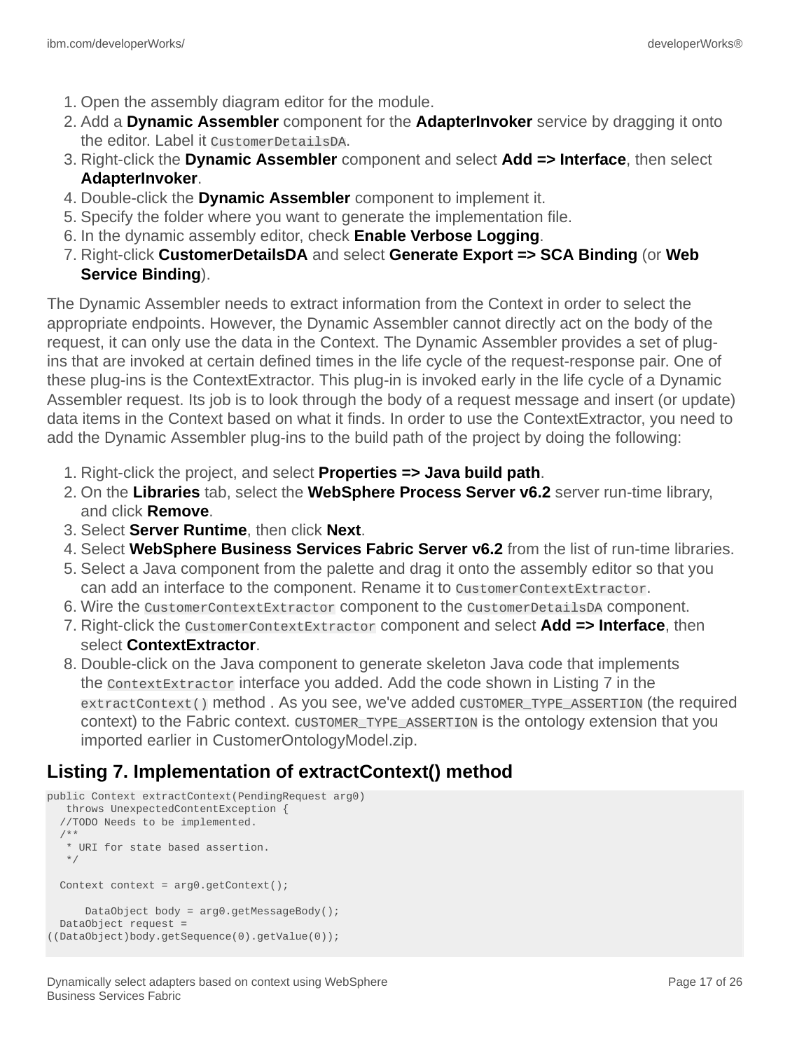1. Open the assembly diagram editor for the module.
2. Add a **Dynamic Assembler** component for the **AdapterInvoker** service by dragging it onto the editor. Label it `CustomerDetailsDA`.
3. Right-click the **Dynamic Assembler** component and select **Add => Interface**, then select **AdapterInvoker**.
4. Double-click the **Dynamic Assembler** component to implement it.
5. Specify the folder where you want to generate the implementation file.
6. In the dynamic assembly editor, check **Enable Verbose Logging**.
7. Right-click **CustomerDetailsDA** and select **Generate Export => SCA Binding** (or **Web Service Binding**).

The Dynamic Assembler needs to extract information from the Context in order to select the appropriate endpoints. However, the Dynamic Assembler cannot directly act on the body of the request, it can only use the data in the Context. The Dynamic Assembler provides a set of plug-ins that are invoked at certain defined times in the life cycle of the request-response pair. One of these plug-ins is the ContextExtractor. This plug-in is invoked early in the life cycle of a Dynamic Assembler request. Its job is to look through the body of a request message and insert (or update) data items in the Context based on what it finds. In order to use the ContextExtractor, you need to add the Dynamic Assembler plug-ins to the build path of the project by doing the following:

1. Right-click the project, and select **Properties => Java build path**.
2. On the **Libraries** tab, select the **WebSphere Process Server v6.2** server run-time library, and click **Remove**.
3. Select **Server Runtime**, then click **Next**.
4. Select **WebSphere Business Services Fabric Server v6.2** from the list of run-time libraries.
5. Select a Java component from the palette and drag it onto the assembly editor so that you can add an interface to the component. Rename it to `CustomerContextExtractor`.
6. Wire the `CustomerContextExtractor` component to the `CustomerDetailsDA` component.
7. Right-click the `CustomerContextExtractor` component and select **Add => Interface**, then select **ContextExtractor**.
8. Double-click on the Java component to generate skeleton Java code that implements the `ContextExtractor` interface you added. Add the code shown in Listing 7 in the `extractContext()` method . As you see, we've added `CUSTOMER_TYPE_ASSERTION` (the required context) to the Fabric context. `CUSTOMER_TYPE_ASSERTION` is the ontology extension that you imported earlier in CustomerOntologyModel.zip.

## Listing 7. Implementation of extractContext() method

```
public Context extractContext(PendingRequest arg0)
    throws UnexpectedContentException {
  //TODO Needs to be implemented.
  /**
   * URI for state based assertion.
   */

  Context context = arg0.getContext();

      DataObject body = arg0.getMessageBody();
  DataObject request =
((DataObject)body.getSequence(0).getValue(0));
```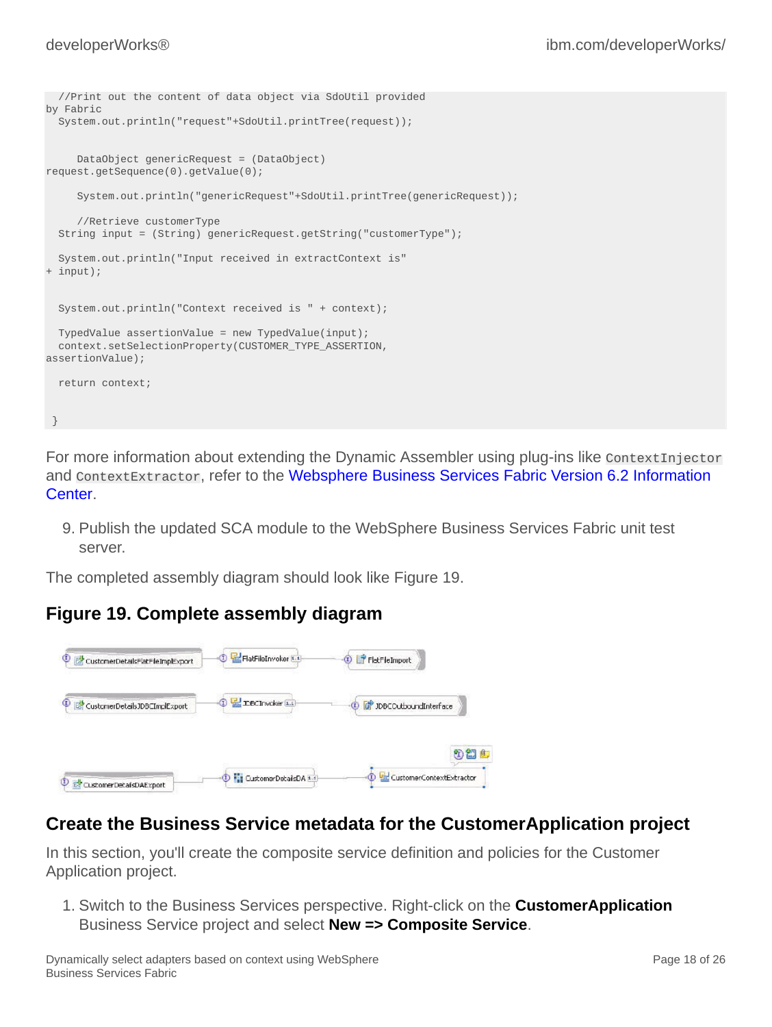```
  //Print out the content of data object via SdoUtil provided
by Fabric
  System.out.println("request"+SdoUtil.printTree(request));


     DataObject genericRequest = (DataObject)
request.getSequence(0).getValue(0);

     System.out.println("genericRequest"+SdoUtil.printTree(genericRequest));

     //Retrieve customerType
  String input = (String) genericRequest.getString("customerType");

  System.out.println("Input received in extractContext is"
+ input);


  System.out.println("Context received is " + context);

  TypedValue assertionValue = new TypedValue(input);
  context.setSelectionProperty(CUSTOMER_TYPE_ASSERTION,
assertionValue);

  return context;


 }
```

For more information about extending the Dynamic Assembler using plug-ins like `ContextInjector` and `ContextExtractor`, refer to the Websphere Business Services Fabric Version 6.2 Information Center.

9. Publish the updated SCA module to the WebSphere Business Services Fabric unit test server.

The completed assembly diagram should look like Figure 19.

### Figure 19. Complete assembly diagram

## Create the Business Service metadata for the CustomerApplication project

In this section, you'll create the composite service definition and policies for the Customer Application project.

1. Switch to the Business Services perspective. Right-click on the **CustomerApplication** Business Service project and select **New => Composite Service**.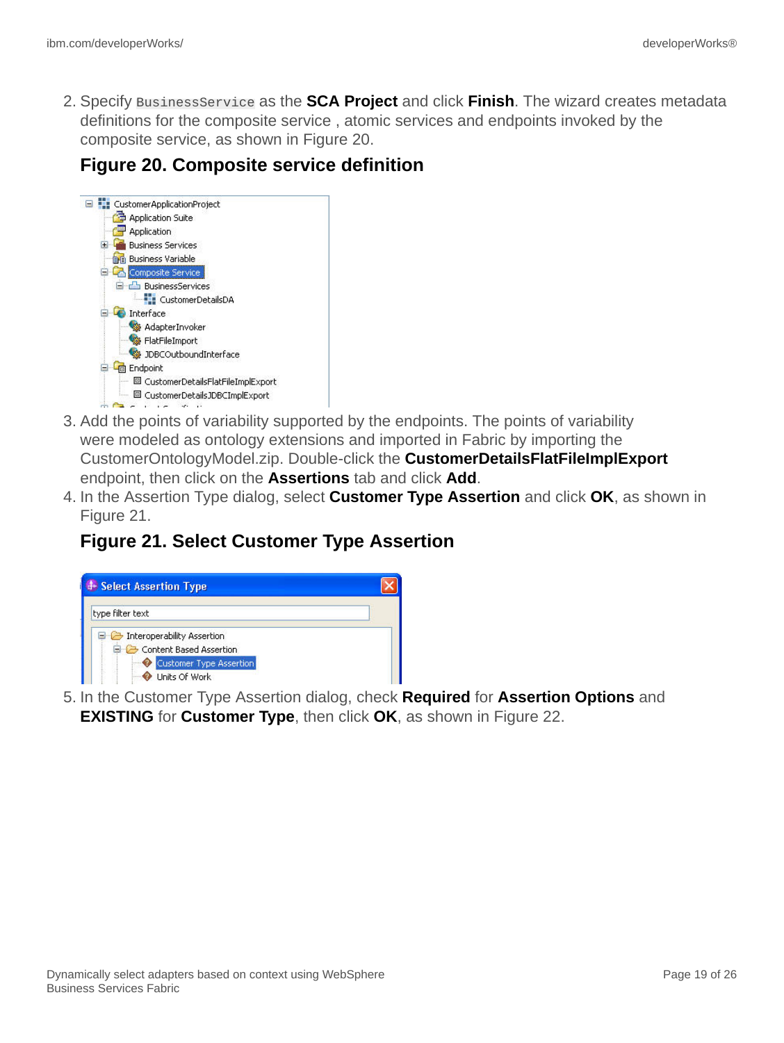2. Specify `BusinessService` as the **SCA Project** and click **Finish**. The wizard creates metadata definitions for the composite service , atomic services and endpoints invoked by the composite service, as shown in Figure 20.

### Figure 20. Composite service definition

3. Add the points of variability supported by the endpoints. The points of variability were modeled as ontology extensions and imported in Fabric by importing the CustomerOntologyModel.zip. Double-click the **CustomerDetailsFlatFileImplExport** endpoint, then click on the **Assertions** tab and click **Add**.
4. In the Assertion Type dialog, select **Customer Type Assertion** and click **OK**, as shown in Figure 21.

### Figure 21. Select Customer Type Assertion

5. In the Customer Type Assertion dialog, check **Required** for **Assertion Options** and **EXISTING** for **Customer Type**, then click **OK**, as shown in Figure 22.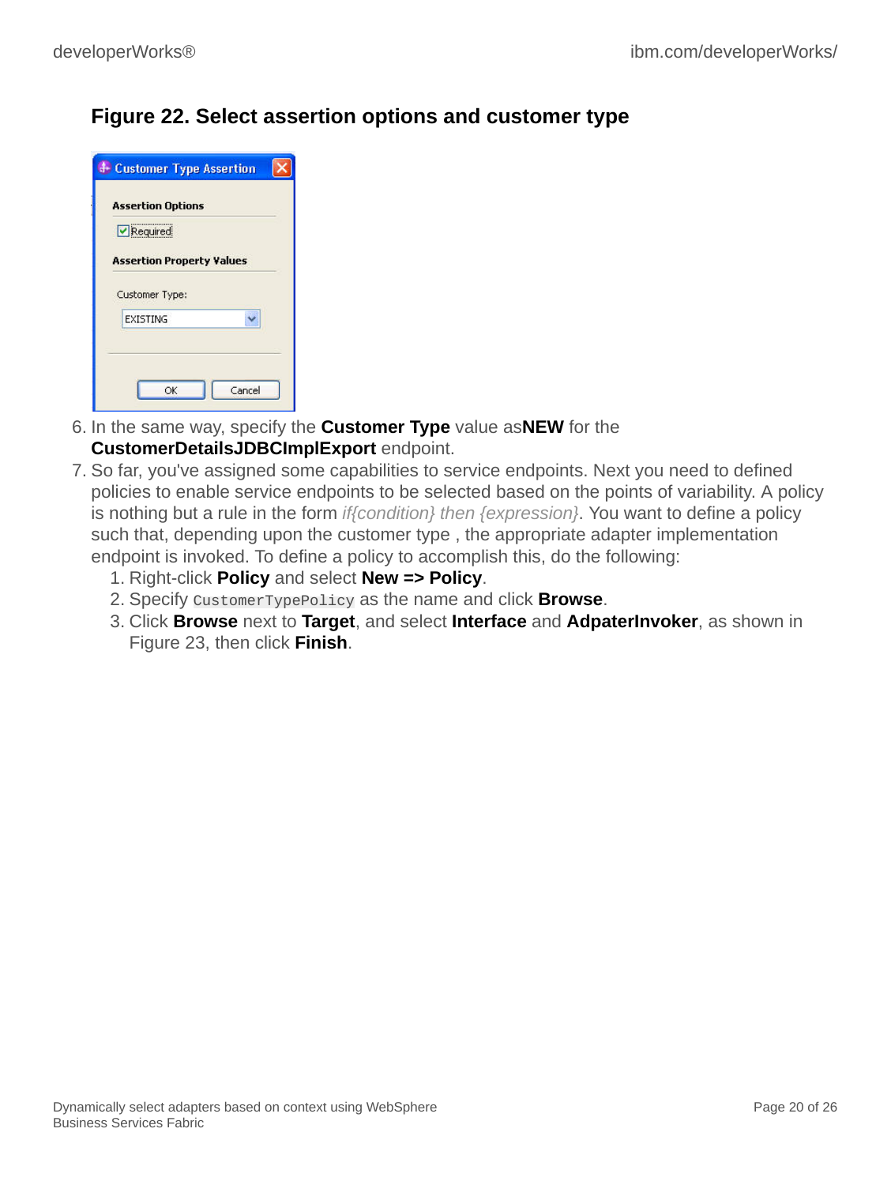### Figure 22. Select assertion options and customer type

6. In the same way, specify the **Customer Type** value as**NEW** for the **CustomerDetailsJDBCImplExport** endpoint.
7. So far, you've assigned some capabilities to service endpoints. Next you need to defined policies to enable service endpoints to be selected based on the points of variability. A policy is nothing but a rule in the form *if{condition} then {expression}*. You want to define a policy such that, depending upon the customer type , the appropriate adapter implementation endpoint is invoked. To define a policy to accomplish this, do the following:
    1. Right-click **Policy** and select **New => Policy**.
    2. Specify `CustomerTypePolicy` as the name and click **Browse**.
    3. Click **Browse** next to **Target**, and select **Interface** and **AdpaterInvoker**, as shown in Figure 23, then click **Finish**.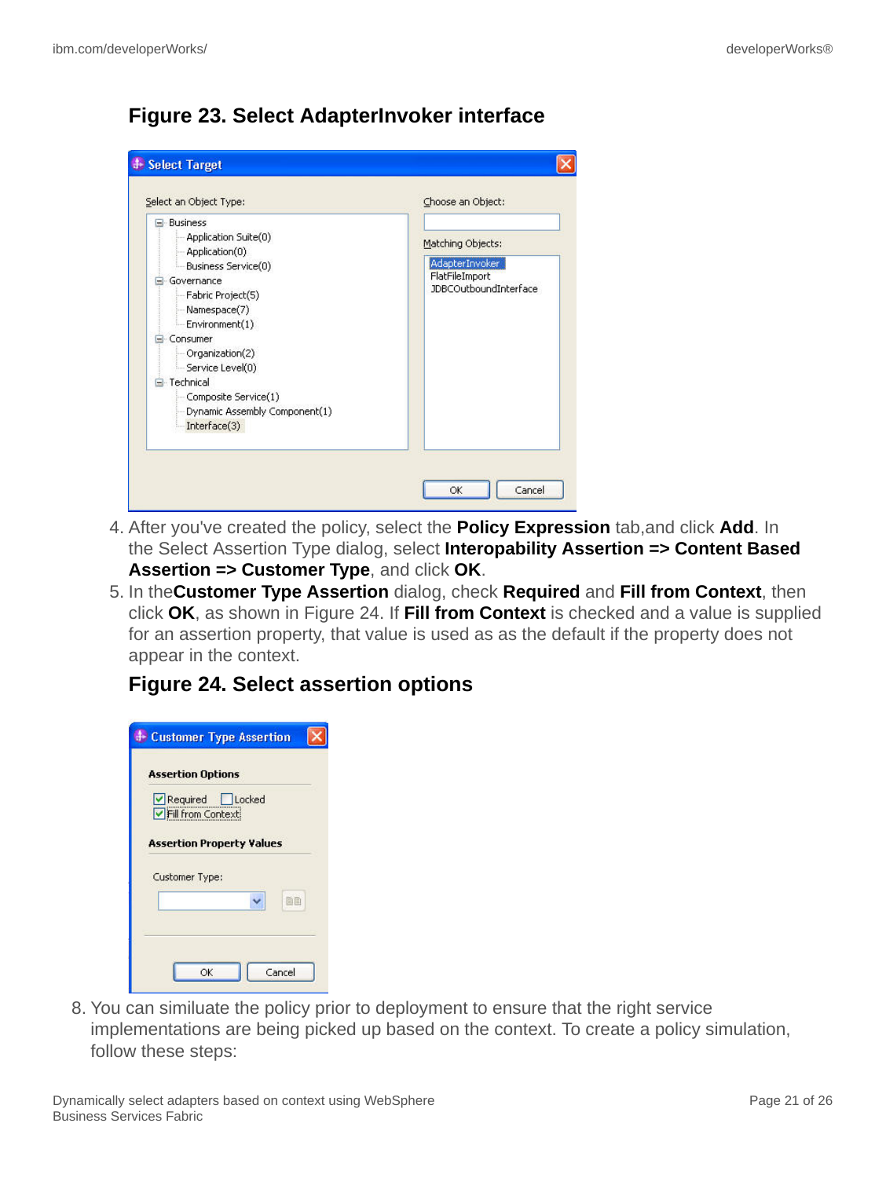### Figure 23. Select AdapterInvoker interface

4. After you've created the policy, select the **Policy Expression** tab,and click **Add**. In the Select Assertion Type dialog, select **Interopability Assertion => Content Based Assertion => Customer Type**, and click **OK**.
5. In the**Customer Type Assertion** dialog, check **Required** and **Fill from Context**, then click **OK**, as shown in Figure 24. If **Fill from Context** is checked and a value is supplied for an assertion property, that value is used as as the default if the property does not appear in the context.

### Figure 24. Select assertion options

8. You can similuate the policy prior to deployment to ensure that the right service implementations are being picked up based on the context. To create a policy simulation, follow these steps: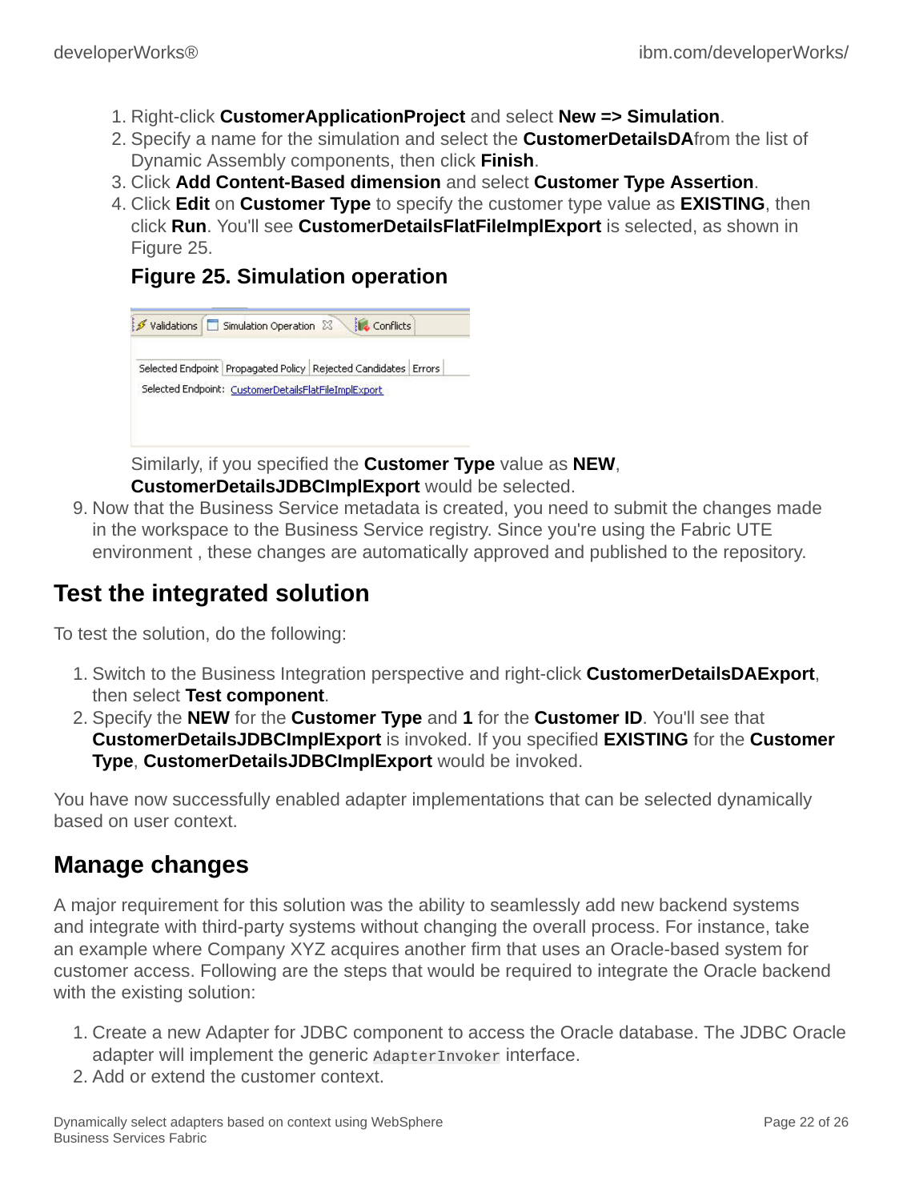1. Right-click **CustomerApplicationProject** and select **New => Simulation**.
2. Specify a name for the simulation and select the **CustomerDetailsDA**from the list of Dynamic Assembly components, then click **Finish**.
3. Click **Add Content-Based dimension** and select **Customer Type Assertion**.
4. Click **Edit** on **Customer Type** to specify the customer type value as **EXISTING**, then click **Run**. You'll see **CustomerDetailsFlatFileImplExport** is selected, as shown in Figure 25.

   **Figure 25. Simulation operation**

   Similarly, if you specified the **Customer Type** value as **NEW**, **CustomerDetailsJDBCImplExport** would be selected.

9. Now that the Business Service metadata is created, you need to submit the changes made in the workspace to the Business Service registry. Since you're using the Fabric UTE environment , these changes are automatically approved and published to the repository.

## Test the integrated solution

To test the solution, do the following:

1. Switch to the Business Integration perspective and right-click **CustomerDetailsDAExport**, then select **Test component**.
2. Specify the **NEW** for the **Customer Type** and **1** for the **Customer ID**. You'll see that **CustomerDetailsJDBCImplExport** is invoked. If you specified **EXISTING** for the **Customer Type**, **CustomerDetailsJDBCImplExport** would be invoked.

You have now successfully enabled adapter implementations that can be selected dynamically based on user context.

## Manage changes

A major requirement for this solution was the ability to seamlessly add new backend systems and integrate with third-party systems without changing the overall process. For instance, take an example where Company XYZ acquires another firm that uses an Oracle-based system for customer access. Following are the steps that would be required to integrate the Oracle backend with the existing solution:

1. Create a new Adapter for JDBC component to access the Oracle database. The JDBC Oracle adapter will implement the generic `AdapterInvoker` interface.
2. Add or extend the customer context.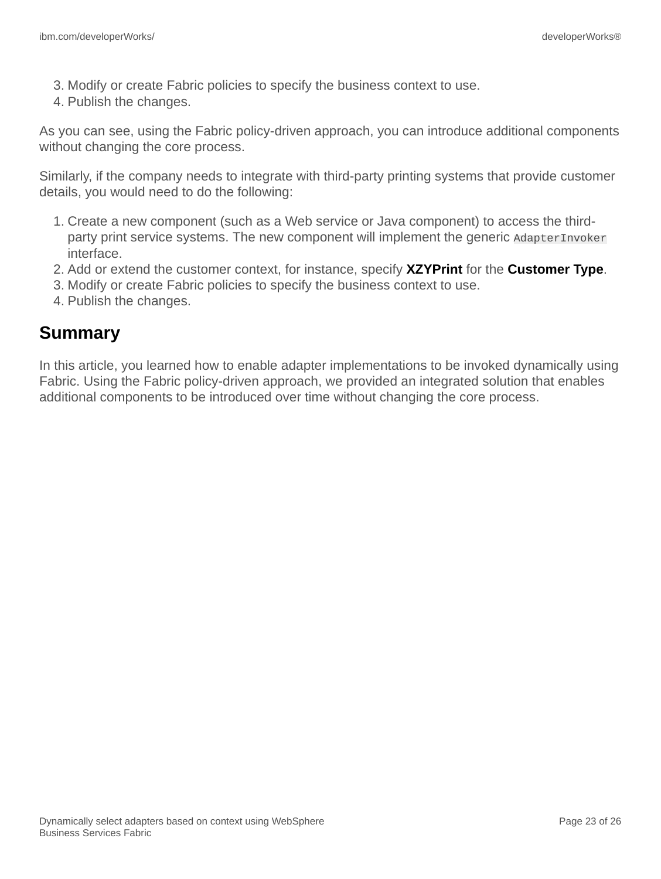3. Modify or create Fabric policies to specify the business context to use.
4. Publish the changes.

As you can see, using the Fabric policy-driven approach, you can introduce additional components without changing the core process.

Similarly, if the company needs to integrate with third-party printing systems that provide customer details, you would need to do the following:

1. Create a new component (such as a Web service or Java component) to access the third-party print service systems. The new component will implement the generic `AdapterInvoker` interface.
2. Add or extend the customer context, for instance, specify **XZYPrint** for the **Customer Type**.
3. Modify or create Fabric policies to specify the business context to use.
4. Publish the changes.

## Summary

In this article, you learned how to enable adapter implementations to be invoked dynamically using Fabric. Using the Fabric policy-driven approach, we provided an integrated solution that enables additional components to be introduced over time without changing the core process.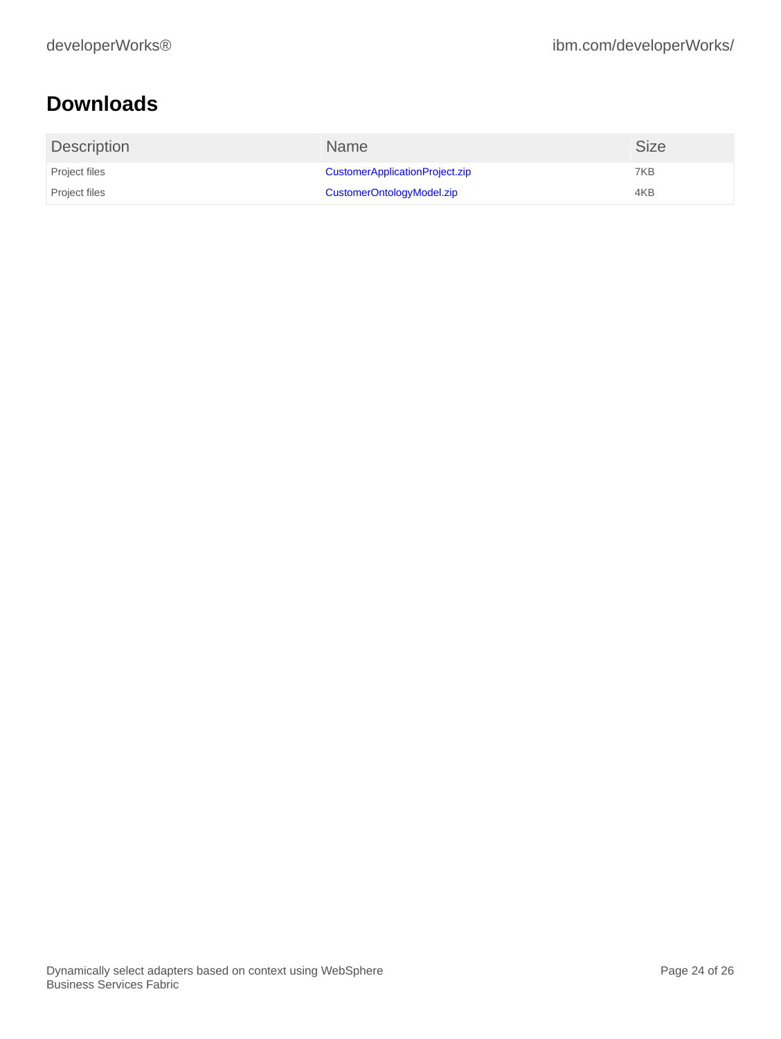## Downloads

| Description | Name | Size |
|---|---|---|
| Project files | CustomerApplicationProject.zip | 7KB |
| Project files | CustomerOntologyModel.zip | 4KB |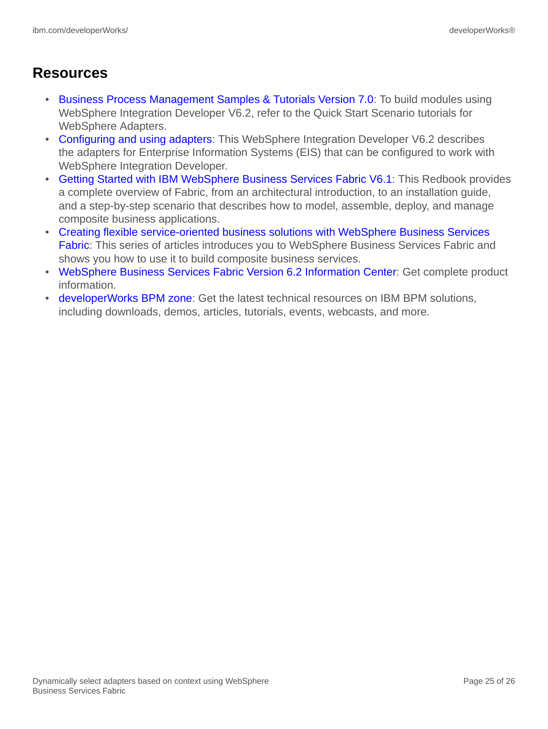## Resources

- Business Process Management Samples & Tutorials Version 7.0: To build modules using WebSphere Integration Developer V6.2, refer to the Quick Start Scenario tutorials for WebSphere Adapters.
- Configuring and using adapters: This WebSphere Integration Developer V6.2 describes the adapters for Enterprise Information Systems (EIS) that can be configured to work with WebSphere Integration Developer.
- Getting Started with IBM WebSphere Business Services Fabric V6.1: This Redbook provides a complete overview of Fabric, from an architectural introduction, to an installation guide, and a step-by-step scenario that describes how to model, assemble, deploy, and manage composite business applications.
- Creating flexible service-oriented business solutions with WebSphere Business Services Fabric: This series of articles introduces you to WebSphere Business Services Fabric and shows you how to use it to build composite business services.
- WebSphere Business Services Fabric Version 6.2 Information Center: Get complete product information.
- developerWorks BPM zone: Get the latest technical resources on IBM BPM solutions, including downloads, demos, articles, tutorials, events, webcasts, and more.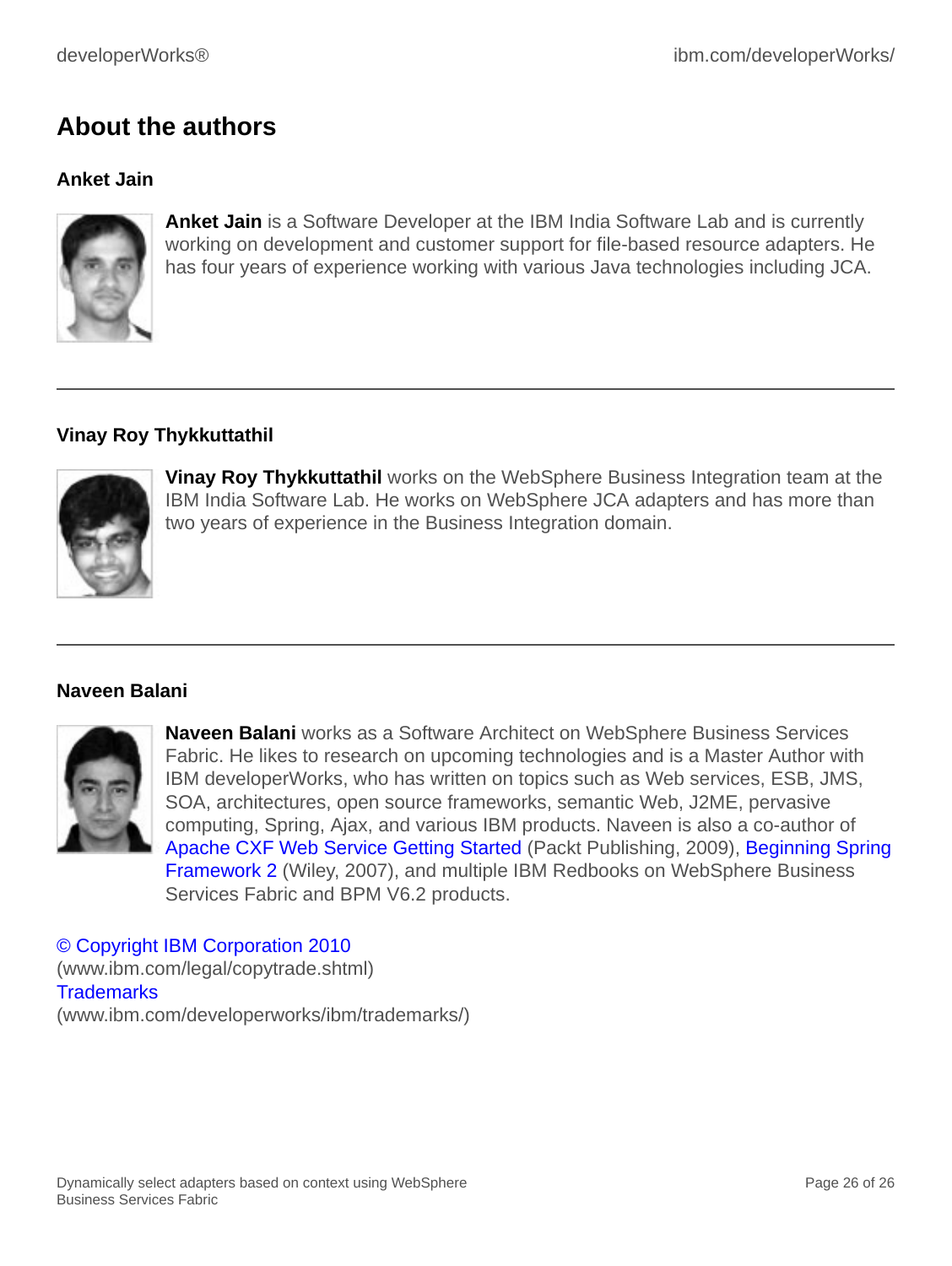## About the authors

### Anket Jain

**Anket Jain** is a Software Developer at the IBM India Software Lab and is currently working on development and customer support for file-based resource adapters. He has four years of experience working with various Java technologies including JCA.

---

### Vinay Roy Thykkuttathil

**Vinay Roy Thykkuttathil** works on the WebSphere Business Integration team at the IBM India Software Lab. He works on WebSphere JCA adapters and has more than two years of experience in the Business Integration domain.

---

### Naveen Balani

**Naveen Balani** works as a Software Architect on WebSphere Business Services Fabric. He likes to research on upcoming technologies and is a Master Author with IBM developerWorks, who has written on topics such as Web services, ESB, JMS, SOA, architectures, open source frameworks, semantic Web, J2ME, pervasive computing, Spring, Ajax, and various IBM products. Naveen is also a co-author of Apache CXF Web Service Getting Started (Packt Publishing, 2009), Beginning Spring Framework 2 (Wiley, 2007), and multiple IBM Redbooks on WebSphere Business Services Fabric and BPM V6.2 products.

© Copyright IBM Corporation 2010
(www.ibm.com/legal/copytrade.shtml)
Trademarks
(www.ibm.com/developerworks/ibm/trademarks/)